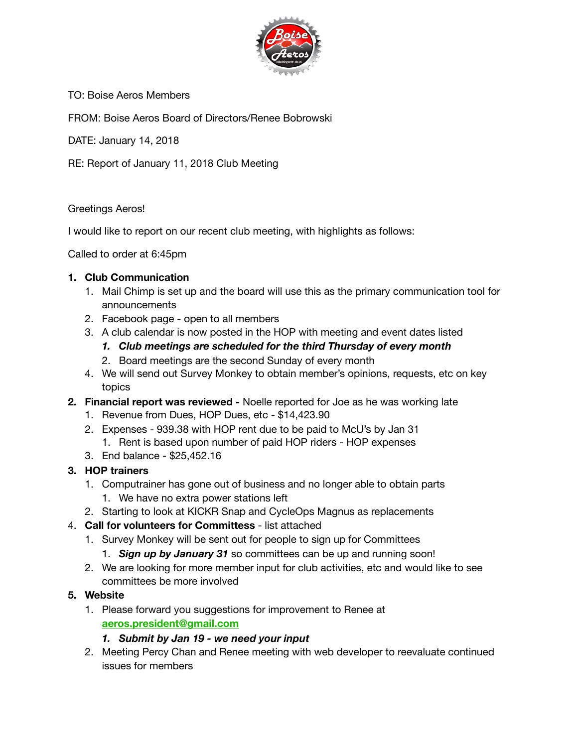TO: Boise Aeros Members

FROM: Boise Aeros Board of Directors/Renee Bobrowski

DATE: January 14, 2018

RE: Report of January 11, 2018 Club Meeting

Greetings Aeros!

I would like to report on our recent club meeting, with highlights as follows:

Called to order at 6:45pm

1. **Club Communication**
    1. Mail Chimp is set up and the board will use this as the primary communication tool for announcements
    2. Facebook page - open to all members
    3. A club calendar is now posted in the HOP with meeting and event dates listed
        1. ***Club meetings are scheduled for the third Thursday of every month***
        2. Board meetings are the second Sunday of every month
    4. We will send out Survey Monkey to obtain member's opinions, requests, etc on key topics
2. **Financial report was reviewed -** Noelle reported for Joe as he was working late
    1. Revenue from Dues, HOP Dues, etc - $14,423.90
    2. Expenses - 939.38 with HOP rent due to be paid to McU's by Jan 31
        1. Rent is based upon number of paid HOP riders - HOP expenses
    3. End balance - $25,452.16
3. **HOP trainers**
    1. Computrainer has gone out of business and no longer able to obtain parts
        1. We have no extra power stations left
    2. Starting to look at KICKR Snap and CycleOps Magnus as replacements
4. **Call for volunteers for Committess** - list attached
    1. Survey Monkey will be sent out for people to sign up for Committees
        1. ***Sign up by January 31*** so committees can be up and running soon!
    2. We are looking for more member input for club activities, etc and would like to see committees be more involved
5. **Website**
    1. Please forward you suggestions for improvement to Renee at **aeros.president@gmail.com**
        1. ***Submit by Jan 19 - we need your input***
    2. Meeting Percy Chan and Renee meeting with web developer to reevaluate continued issues for members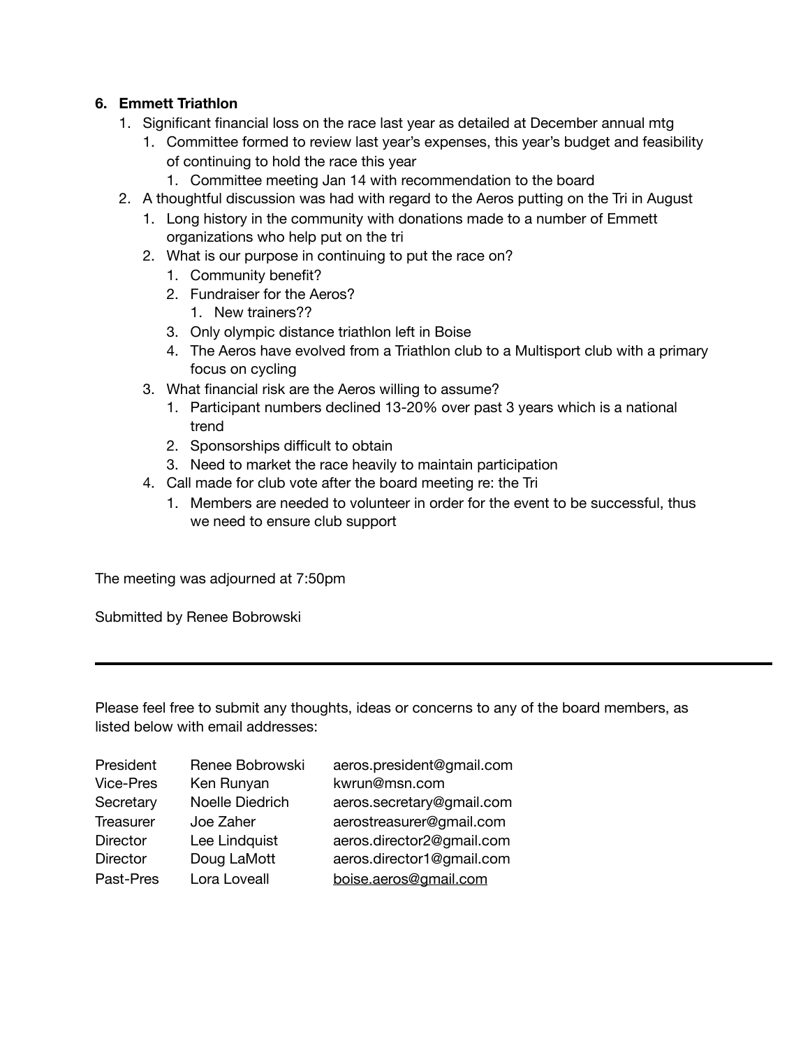6. **Emmett Triathlon**
    1. Significant financial loss on the race last year as detailed at December annual mtg
        1. Committee formed to review last year's expenses, this year's budget and feasibility of continuing to hold the race this year
            1. Committee meeting Jan 14 with recommendation to the board
    2. A thoughtful discussion was had with regard to the Aeros putting on the Tri in August
        1. Long history in the community with donations made to a number of Emmett organizations who help put on the tri
        2. What is our purpose in continuing to put the race on?
            1. Community benefit?
            2. Fundraiser for the Aeros?
                1. New trainers??
            3. Only olympic distance triathlon left in Boise
            4. The Aeros have evolved from a Triathlon club to a Multisport club with a primary focus on cycling
        3. What financial risk are the Aeros willing to assume?
            1. Participant numbers declined 13-20% over past 3 years which is a national trend
            2. Sponsorships difficult to obtain
            3. Need to market the race heavily to maintain participation
        4. Call made for club vote after the board meeting re: the Tri
            1. Members are needed to volunteer in order for the event to be successful, thus we need to ensure club support

The meeting was adjourned at 7:50pm

Submitted by Renee Bobrowski

---

Please feel free to submit any thoughts, ideas or concerns to any of the board members, as listed below with email addresses:

| | | |
|---|---|---|
| President | Renee Bobrowski | aeros.president@gmail.com |
| Vice-Pres | Ken Runyan | kwrun@msn.com |
| Secretary | Noelle Diedrich | aeros.secretary@gmail.com |
| Treasurer | Joe Zaher | aerostreasurer@gmail.com |
| Director | Lee Lindquist | aeros.director2@gmail.com |
| Director | Doug LaMott | aeros.director1@gmail.com |
| Past-Pres | Lora Loveall | boise.aeros@gmail.com |